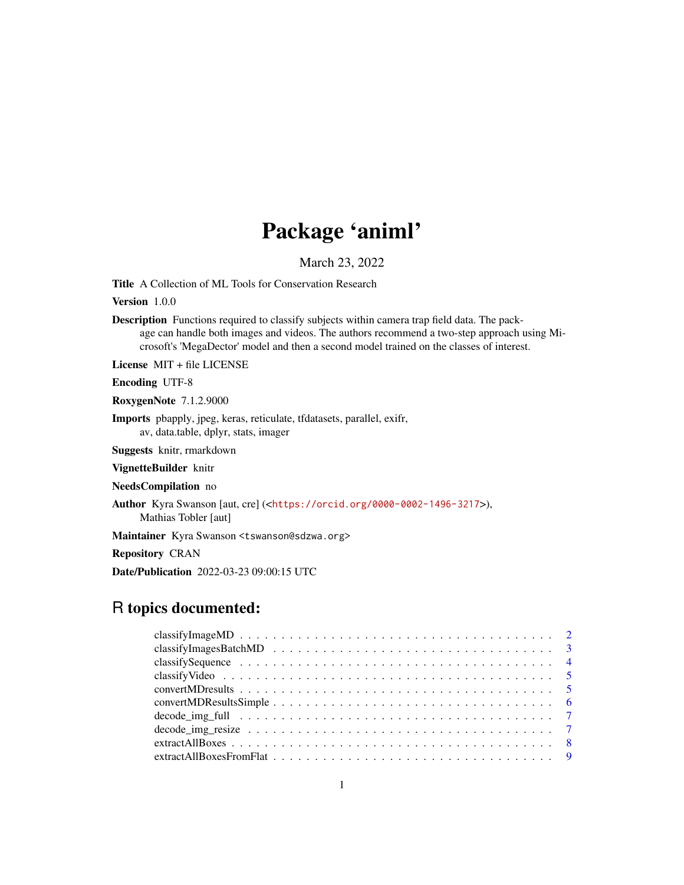# Package 'animl'

March 23, 2022

**Title** A Collection of ML Tools for Conservation Research

**Version** 1.0.0

**Description** Functions required to classify subjects within camera trap field data. The package can handle both images and videos. The authors recommend a two-step approach using Microsoft's 'MegaDector' model and then a second model trained on the classes of interest.

**License** MIT + file LICENSE

**Encoding** UTF-8

**RoxygenNote** 7.1.2.9000

**Imports** pbapply, jpeg, keras, reticulate, tfdatasets, parallel, exifr, av, data.table, dplyr, stats, imager

**Suggests** knitr, rmarkdown

**VignetteBuilder** knitr

**NeedsCompilation** no

**Author** Kyra Swanson [aut, cre] (<https://orcid.org/0000-0002-1496-3217>), Mathias Tobler [aut]

**Maintainer** Kyra Swanson <tswanson@sdzwa.org>

**Repository** CRAN

**Date/Publication** 2022-03-23 09:00:15 UTC

## R topics documented:

- classifyImageMD . . . . . . . . . . . . . . . . . . . . . . . . . . . . . . . . . . . . . . 2
- classifyImagesBatchMD . . . . . . . . . . . . . . . . . . . . . . . . . . . . . . . . . . 3
- classifySequence . . . . . . . . . . . . . . . . . . . . . . . . . . . . . . . . . . . . . . 4
- classifyVideo . . . . . . . . . . . . . . . . . . . . . . . . . . . . . . . . . . . . . . . . 5
- convertMDresults . . . . . . . . . . . . . . . . . . . . . . . . . . . . . . . . . . . . . . 5
- convertMDResultsSimple . . . . . . . . . . . . . . . . . . . . . . . . . . . . . . . . . . 6
- decode_img_full . . . . . . . . . . . . . . . . . . . . . . . . . . . . . . . . . . . . . . 7
- decode_img_resize . . . . . . . . . . . . . . . . . . . . . . . . . . . . . . . . . . . . . 7
- extractAllBoxes . . . . . . . . . . . . . . . . . . . . . . . . . . . . . . . . . . . . . . . 8
- extractAllBoxesFromFlat . . . . . . . . . . . . . . . . . . . . . . . . . . . . . . . . . . 9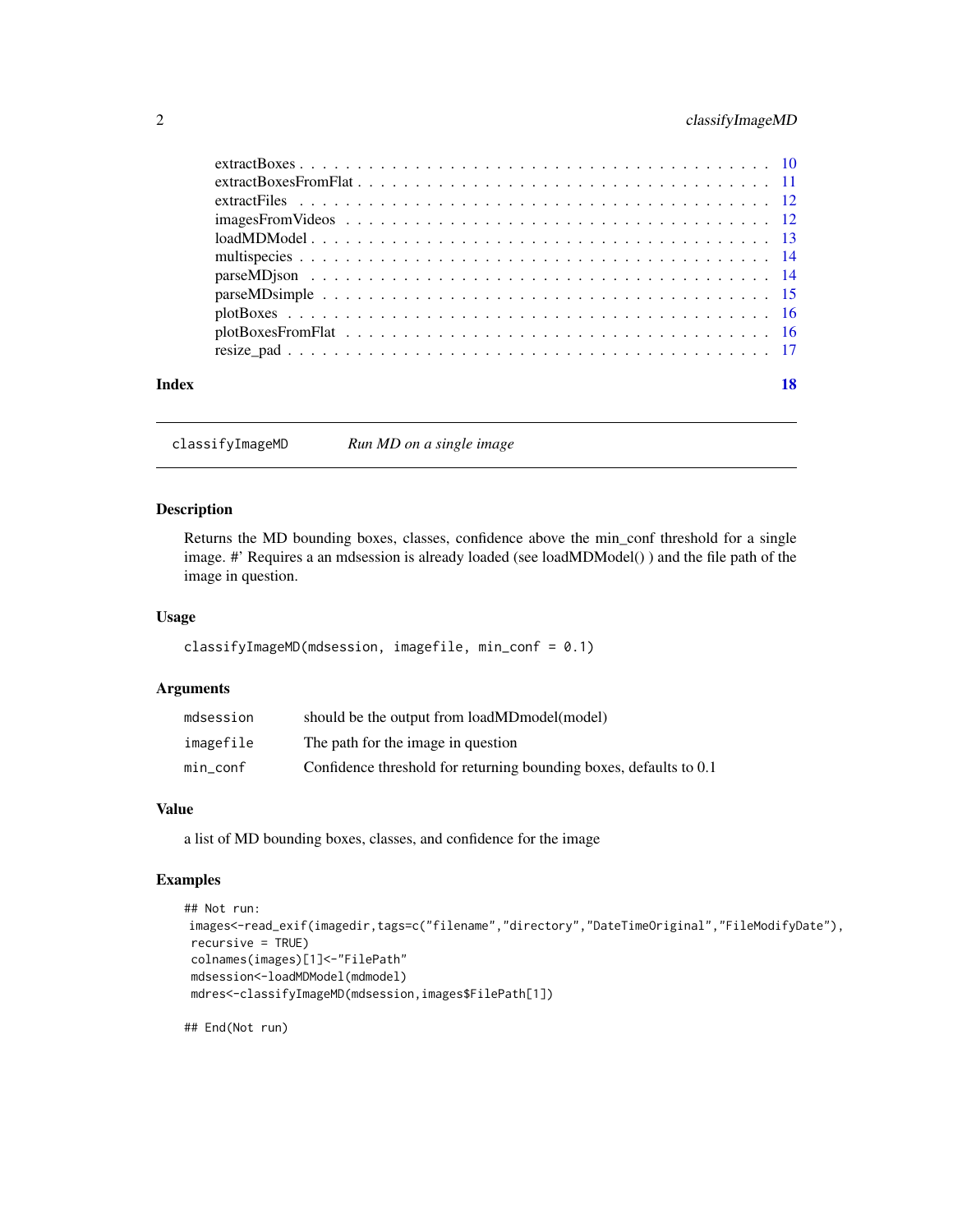extractBoxes . . . . . . . . . . . . . . . . . . . . . . . . . . . . . . . . . . . . 10
extractBoxesFromFlat . . . . . . . . . . . . . . . . . . . . . . . . . . . . . . . 11
extractFiles . . . . . . . . . . . . . . . . . . . . . . . . . . . . . . . . . . . . 12
imagesFromVideos . . . . . . . . . . . . . . . . . . . . . . . . . . . . . . . . . 12
loadMDModel . . . . . . . . . . . . . . . . . . . . . . . . . . . . . . . . . . . . 13
multispecies . . . . . . . . . . . . . . . . . . . . . . . . . . . . . . . . . . . . 14
parseMDjson . . . . . . . . . . . . . . . . . . . . . . . . . . . . . . . . . . . . 14
parseMDsimple . . . . . . . . . . . . . . . . . . . . . . . . . . . . . . . . . . . 15
plotBoxes . . . . . . . . . . . . . . . . . . . . . . . . . . . . . . . . . . . . . 16
plotBoxesFromFlat . . . . . . . . . . . . . . . . . . . . . . . . . . . . . . . . . 16
resize_pad . . . . . . . . . . . . . . . . . . . . . . . . . . . . . . . . . . . . . 17

**Index** **18**

---

## classifyImageMD — *Run MD on a single image*

### Description

Returns the MD bounding boxes, classes, confidence above the min_conf threshold for a single image. #' Requires a an mdsession is already loaded (see loadMDModel() ) and the file path of the image in question.

### Usage

```
classifyImageMD(mdsession, imagefile, min_conf = 0.1)
```

### Arguments

| | |
|---|---|
| `mdsession` | should be the output from loadMDmodel(model) |
| `imagefile` | The path for the image in question |
| `min_conf` | Confidence threshold for returning bounding boxes, defaults to 0.1 |

### Value

a list of MD bounding boxes, classes, and confidence for the image

### Examples

```
## Not run:
 images<-read_exif(imagedir,tags=c("filename","directory","DateTimeOriginal","FileModifyDate"),
 recursive = TRUE)
 colnames(images)[1]<-"FilePath"
 mdsession<-loadMDModel(mdmodel)
 mdres<-classifyImageMD(mdsession,images$FilePath[1])

## End(Not run)
```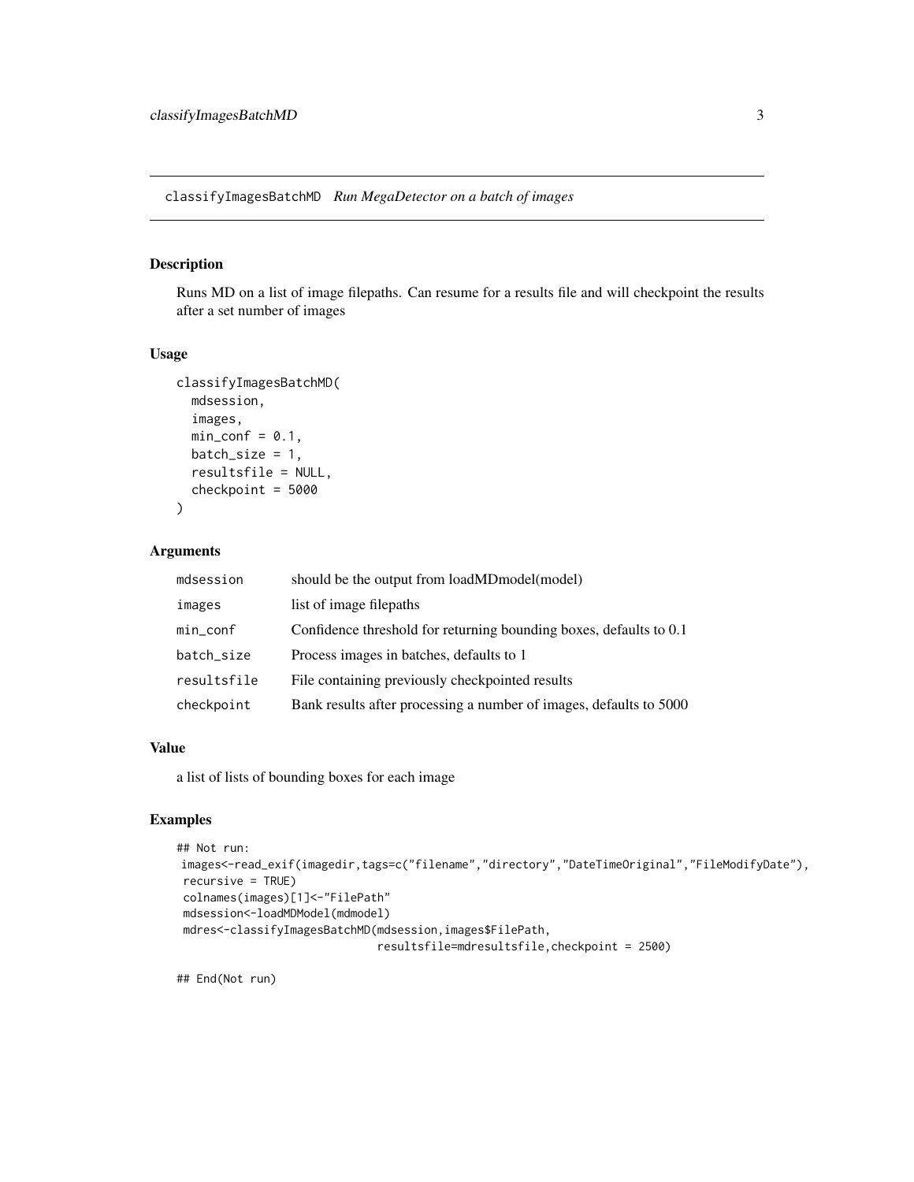# classifyImagesBatchMD *Run MegaDetector on a batch of images*

## Description

Runs MD on a list of image filepaths. Can resume for a results file and will checkpoint the results after a set number of images

## Usage

```
classifyImagesBatchMD(
  mdsession,
  images,
  min_conf = 0.1,
  batch_size = 1,
  resultsfile = NULL,
  checkpoint = 5000
)
```

## Arguments

| | |
|---|---|
| mdsession | should be the output from loadMDmodel(model) |
| images | list of image filepaths |
| min_conf | Confidence threshold for returning bounding boxes, defaults to 0.1 |
| batch_size | Process images in batches, defaults to 1 |
| resultsfile | File containing previously checkpointed results |
| checkpoint | Bank results after processing a number of images, defaults to 5000 |

## Value

a list of lists of bounding boxes for each image

## Examples

```
## Not run:
 images<-read_exif(imagedir,tags=c("filename","directory","DateTimeOriginal","FileModifyDate"),
 recursive = TRUE)
 colnames(images)[1]<-"FilePath"
 mdsession<-loadMDModel(mdmodel)
 mdres<-classifyImagesBatchMD(mdsession,images$FilePath,
                              resultsfile=mdresultsfile,checkpoint = 2500)

## End(Not run)
```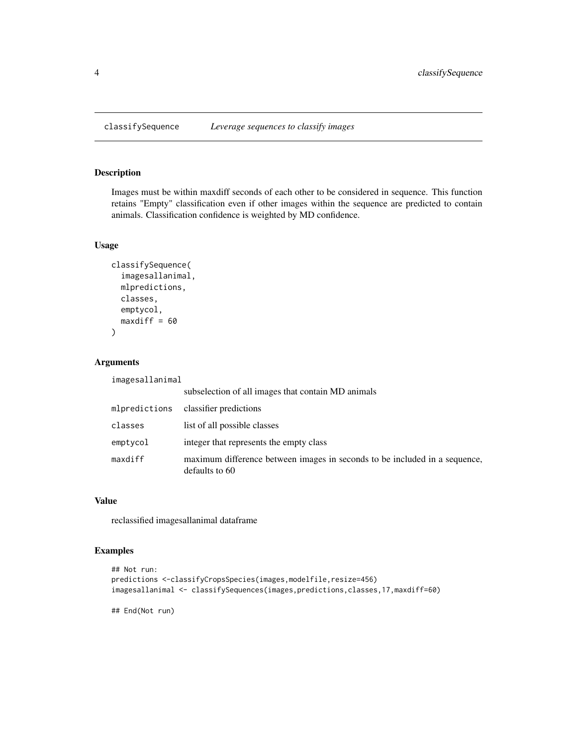## classifySequence *Leverage sequences to classify images*

### Description

Images must be within maxdiff seconds of each other to be considered in sequence. This function retains "Empty" classification even if other images within the sequence are predicted to contain animals. Classification confidence is weighted by MD confidence.

### Usage

```
classifySequence(
  imagesallanimal,
  mlpredictions,
  classes,
  emptycol,
  maxdiff = 60
)
```

### Arguments

| | |
|---|---|
| imagesallanimal | subselection of all images that contain MD animals |
| mlpredictions | classifier predictions |
| classes | list of all possible classes |
| emptycol | integer that represents the empty class |
| maxdiff | maximum difference between images in seconds to be included in a sequence, defaults to 60 |

### Value

reclassified imagesallanimal dataframe

### Examples

```
## Not run:
predictions <-classifyCropsSpecies(images,modelfile,resize=456)
imagesallanimal <- classifySequences(images,predictions,classes,17,maxdiff=60)

## End(Not run)
```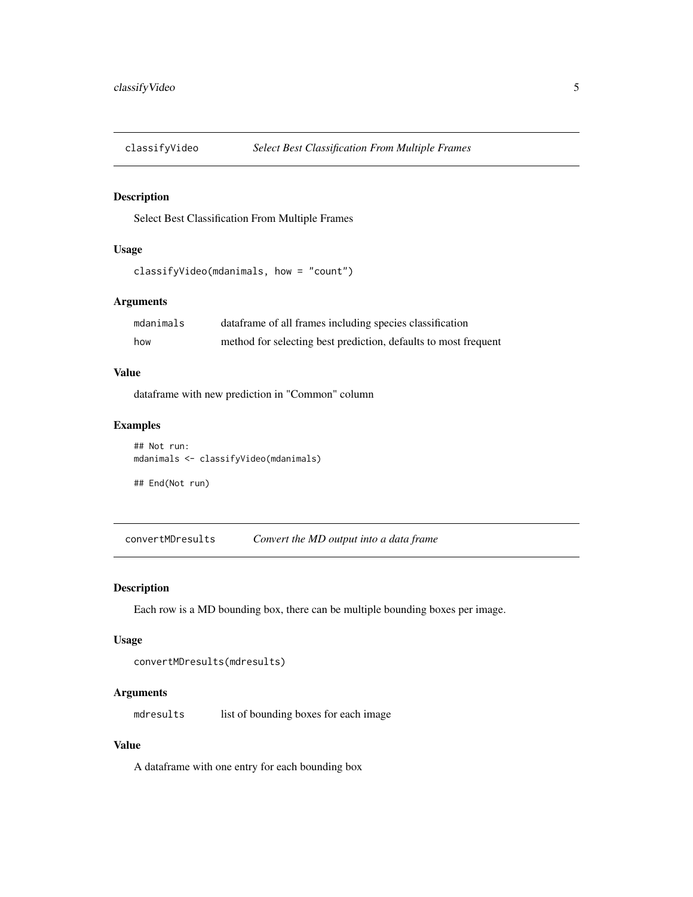## classifyVideo *Select Best Classification From Multiple Frames*

### Description

Select Best Classification From Multiple Frames

### Usage

```
classifyVideo(mdanimals, how = "count")
```

### Arguments

| | |
|---|---|
| `mdanimals` | dataframe of all frames including species classification |
| `how` | method for selecting best prediction, defaults to most frequent |

### Value

dataframe with new prediction in "Common" column

### Examples

```
## Not run:
mdanimals <- classifyVideo(mdanimals)

## End(Not run)
```

## convertMDresults *Convert the MD output into a data frame*

### Description

Each row is a MD bounding box, there can be multiple bounding boxes per image.

### Usage

```
convertMDresults(mdresults)
```

### Arguments

| | |
|---|---|
| `mdresults` | list of bounding boxes for each image |

### Value

A dataframe with one entry for each bounding box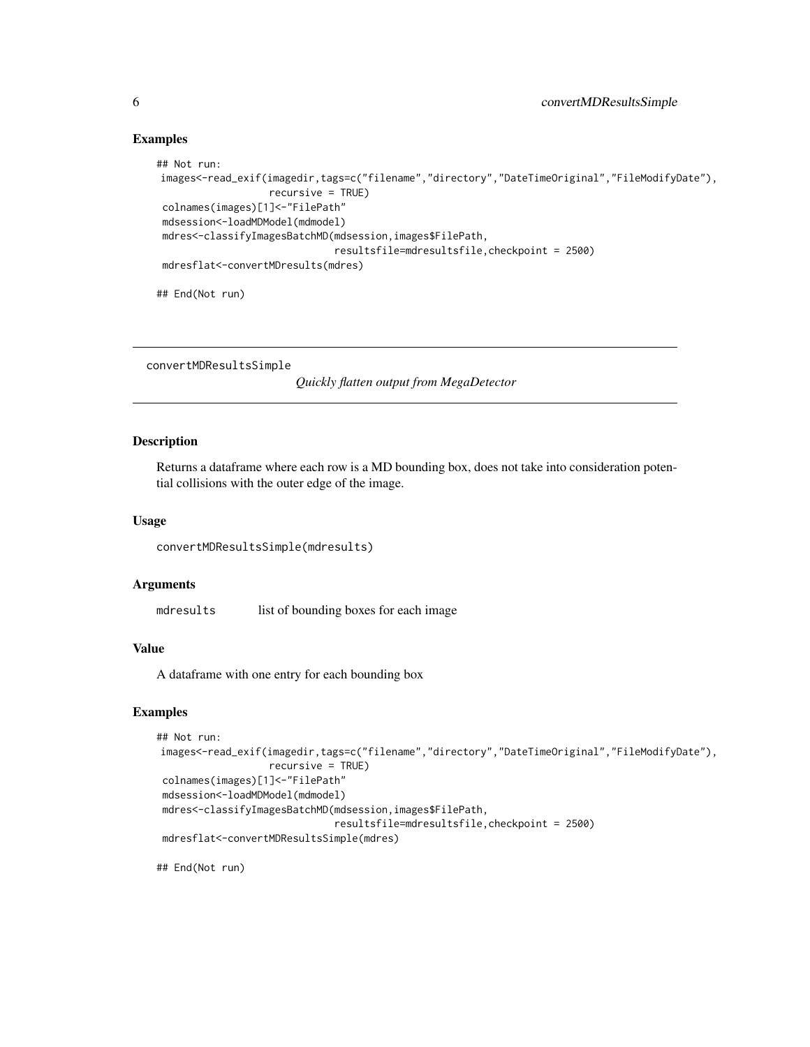### Examples

```
## Not run:
 images<-read_exif(imagedir,tags=c("filename","directory","DateTimeOriginal","FileModifyDate"),
                   recursive = TRUE)
 colnames(images)[1]<-"FilePath"
 mdsession<-loadMDModel(mdmodel)
 mdres<-classifyImagesBatchMD(mdsession,images$FilePath,
                              resultsfile=mdresultsfile,checkpoint = 2500)
 mdresflat<-convertMDresults(mdres)

## End(Not run)
```

---

## convertMDResultsSimple

*Quickly flatten output from MegaDetector*

---

### Description

Returns a dataframe where each row is a MD bounding box, does not take into consideration potential collisions with the outer edge of the image.

### Usage

```
convertMDResultsSimple(mdresults)
```

### Arguments

| | |
|---|---|
| `mdresults` | list of bounding boxes for each image |

### Value

A dataframe with one entry for each bounding box

### Examples

```
## Not run:
 images<-read_exif(imagedir,tags=c("filename","directory","DateTimeOriginal","FileModifyDate"),
                   recursive = TRUE)
 colnames(images)[1]<-"FilePath"
 mdsession<-loadMDModel(mdmodel)
 mdres<-classifyImagesBatchMD(mdsession,images$FilePath,
                              resultsfile=mdresultsfile,checkpoint = 2500)
 mdresflat<-convertMDResultsSimple(mdres)

## End(Not run)
```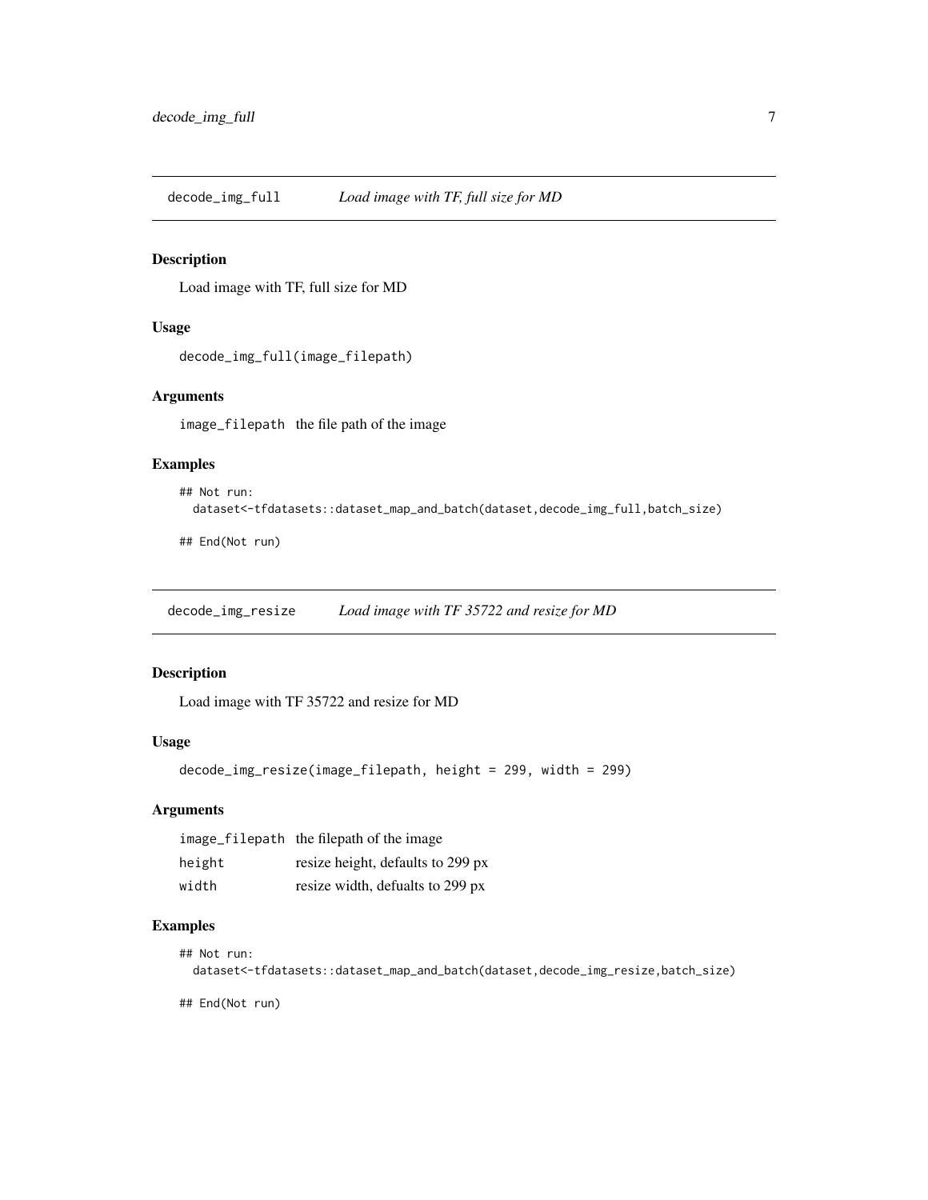## decode_img_full *Load image with TF, full size for MD*

### Description

Load image with TF, full size for MD

### Usage

```
decode_img_full(image_filepath)
```

### Arguments

| | |
|---|---|
| image_filepath | the file path of the image |

### Examples

```
## Not run:
  dataset<-tfdatasets::dataset_map_and_batch(dataset,decode_img_full,batch_size)

## End(Not run)
```

## decode_img_resize *Load image with TF 35722 and resize for MD*

### Description

Load image with TF 35722 and resize for MD

### Usage

```
decode_img_resize(image_filepath, height = 299, width = 299)
```

### Arguments

| | |
|---|---|
| image_filepath | the filepath of the image |
| height | resize height, defaults to 299 px |
| width | resize width, defualts to 299 px |

### Examples

```
## Not run:
  dataset<-tfdatasets::dataset_map_and_batch(dataset,decode_img_resize,batch_size)

## End(Not run)
```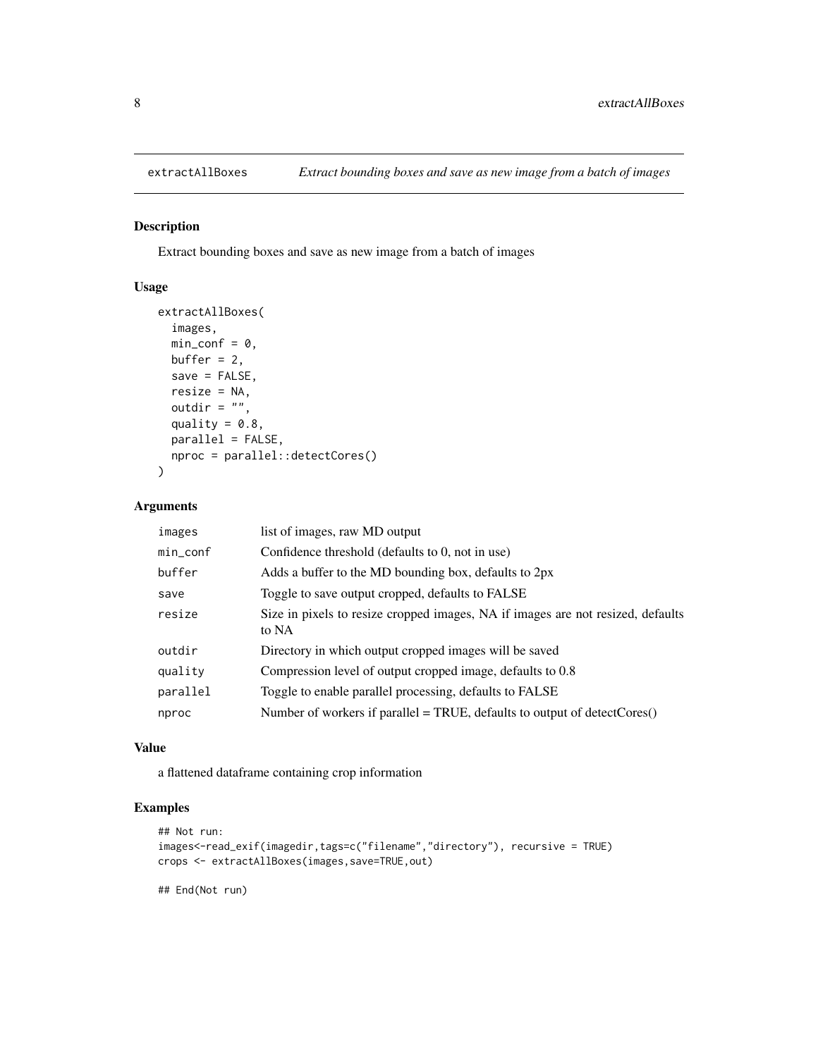extractAllBoxes *Extract bounding boxes and save as new image from a batch of images*

## Description

Extract bounding boxes and save as new image from a batch of images

## Usage

```
extractAllBoxes(
  images,
  min_conf = 0,
  buffer = 2,
  save = FALSE,
  resize = NA,
  outdir = "",
  quality = 0.8,
  parallel = FALSE,
  nproc = parallel::detectCores()
)
```

## Arguments

| Argument | Description |
|---|---|
| images | list of images, raw MD output |
| min_conf | Confidence threshold (defaults to 0, not in use) |
| buffer | Adds a buffer to the MD bounding box, defaults to 2px |
| save | Toggle to save output cropped, defaults to FALSE |
| resize | Size in pixels to resize cropped images, NA if images are not resized, defaults to NA |
| outdir | Directory in which output cropped images will be saved |
| quality | Compression level of output cropped image, defaults to 0.8 |
| parallel | Toggle to enable parallel processing, defaults to FALSE |
| nproc | Number of workers if parallel = TRUE, defaults to output of detectCores() |

## Value

a flattened dataframe containing crop information

## Examples

```
## Not run:
images<-read_exif(imagedir,tags=c("filename","directory"), recursive = TRUE)
crops <- extractAllBoxes(images,save=TRUE,out)

## End(Not run)
```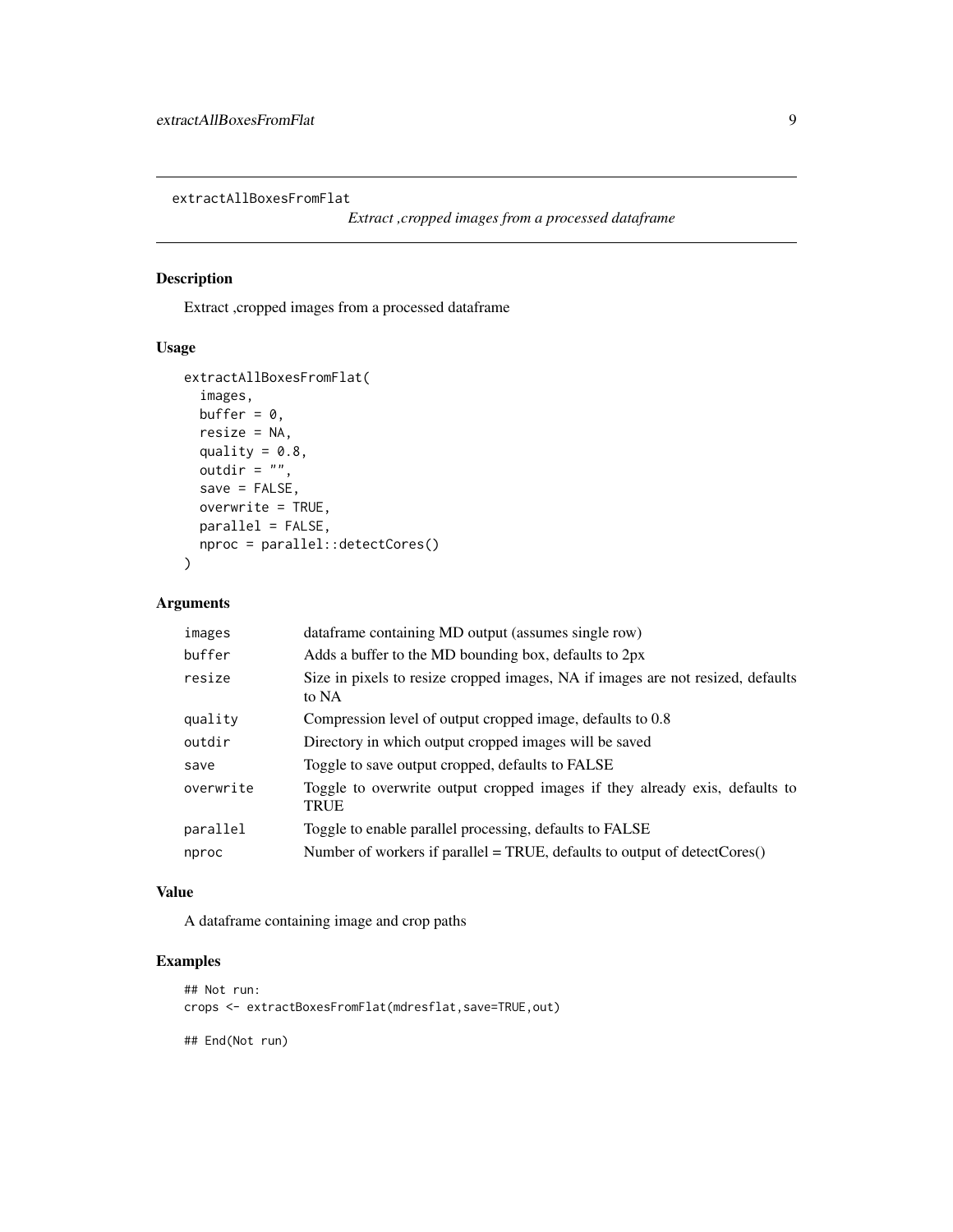extractAllBoxesFromFlat

*Extract ,cropped images from a processed dataframe*

## Description

Extract ,cropped images from a processed dataframe

## Usage

```
extractAllBoxesFromFlat(
  images,
  buffer = 0,
  resize = NA,
  quality = 0.8,
  outdir = "",
  save = FALSE,
  overwrite = TRUE,
  parallel = FALSE,
  nproc = parallel::detectCores()
)
```

## Arguments

| | |
|---|---|
| images | dataframe containing MD output (assumes single row) |
| buffer | Adds a buffer to the MD bounding box, defaults to 2px |
| resize | Size in pixels to resize cropped images, NA if images are not resized, defaults to NA |
| quality | Compression level of output cropped image, defaults to 0.8 |
| outdir | Directory in which output cropped images will be saved |
| save | Toggle to save output cropped, defaults to FALSE |
| overwrite | Toggle to overwrite output cropped images if they already exis, defaults to TRUE |
| parallel | Toggle to enable parallel processing, defaults to FALSE |
| nproc | Number of workers if parallel = TRUE, defaults to output of detectCores() |

## Value

A dataframe containing image and crop paths

## Examples

```
## Not run:
crops <- extractBoxesFromFlat(mdresflat,save=TRUE,out)

## End(Not run)
```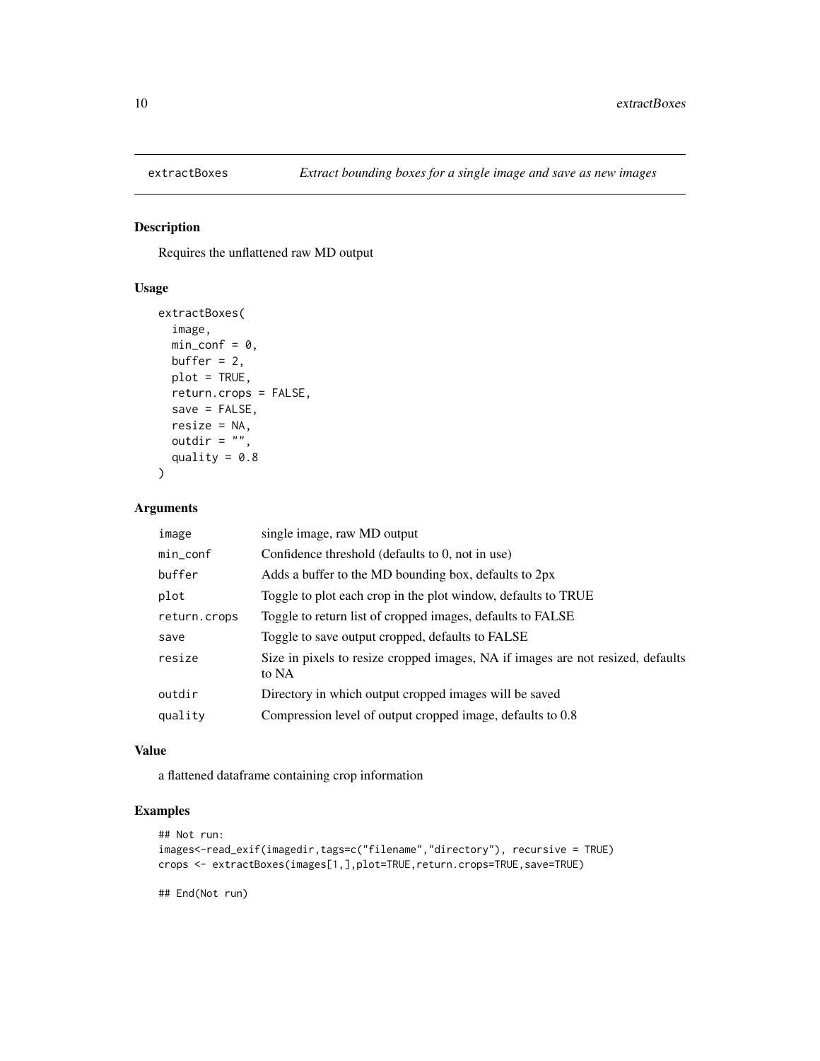# extractBoxes *Extract bounding boxes for a single image and save as new images*

## Description

Requires the unflattened raw MD output

## Usage

```
extractBoxes(
  image,
  min_conf = 0,
  buffer = 2,
  plot = TRUE,
  return.crops = FALSE,
  save = FALSE,
  resize = NA,
  outdir = "",
  quality = 0.8
)
```

## Arguments

| | |
|---|---|
| image | single image, raw MD output |
| min_conf | Confidence threshold (defaults to 0, not in use) |
| buffer | Adds a buffer to the MD bounding box, defaults to 2px |
| plot | Toggle to plot each crop in the plot window, defaults to TRUE |
| return.crops | Toggle to return list of cropped images, defaults to FALSE |
| save | Toggle to save output cropped, defaults to FALSE |
| resize | Size in pixels to resize cropped images, NA if images are not resized, defaults to NA |
| outdir | Directory in which output cropped images will be saved |
| quality | Compression level of output cropped image, defaults to 0.8 |

## Value

a flattened dataframe containing crop information

## Examples

```
## Not run:
images<-read_exif(imagedir,tags=c("filename","directory"), recursive = TRUE)
crops <- extractBoxes(images[1,],plot=TRUE,return.crops=TRUE,save=TRUE)

## End(Not run)
```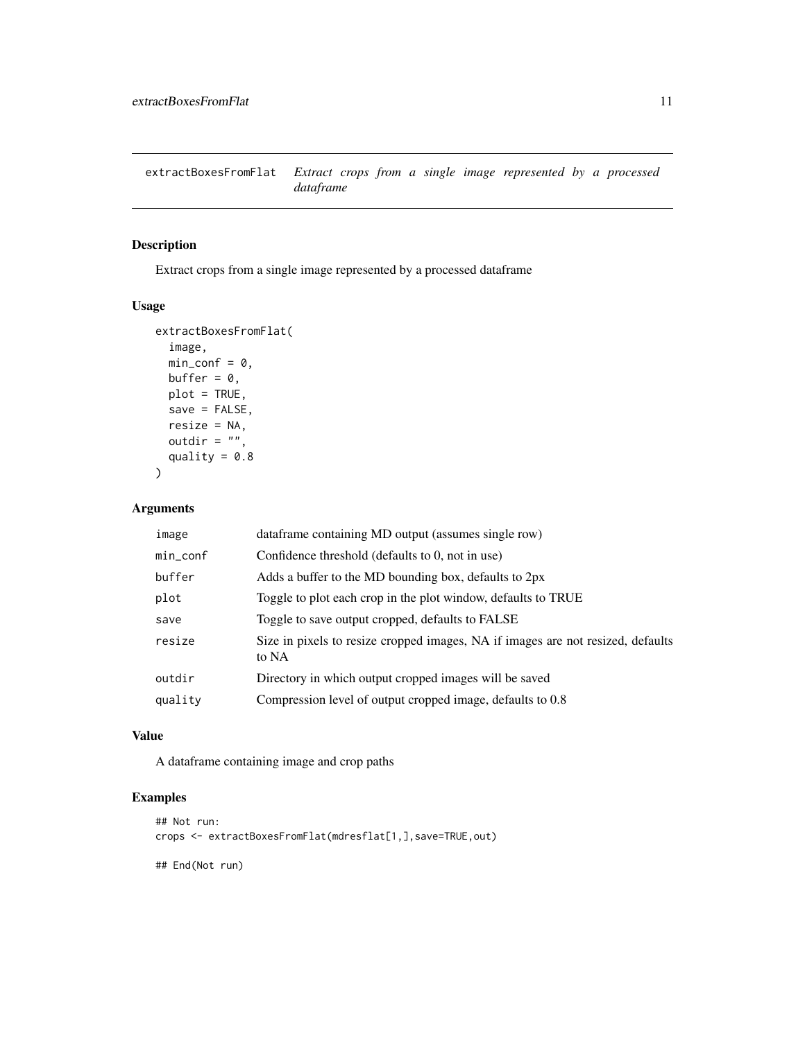extractBoxesFromFlat    *Extract crops from a single image represented by a processed dataframe*

## Description

Extract crops from a single image represented by a processed dataframe

## Usage

```
extractBoxesFromFlat(
  image,
  min_conf = 0,
  buffer = 0,
  plot = TRUE,
  save = FALSE,
  resize = NA,
  outdir = "",
  quality = 0.8
)
```

## Arguments

| | |
|---|---|
| image | dataframe containing MD output (assumes single row) |
| min_conf | Confidence threshold (defaults to 0, not in use) |
| buffer | Adds a buffer to the MD bounding box, defaults to 2px |
| plot | Toggle to plot each crop in the plot window, defaults to TRUE |
| save | Toggle to save output cropped, defaults to FALSE |
| resize | Size in pixels to resize cropped images, NA if images are not resized, defaults to NA |
| outdir | Directory in which output cropped images will be saved |
| quality | Compression level of output cropped image, defaults to 0.8 |

## Value

A dataframe containing image and crop paths

## Examples

```
## Not run:
crops <- extractBoxesFromFlat(mdresflat[1,],save=TRUE,out)

## End(Not run)
```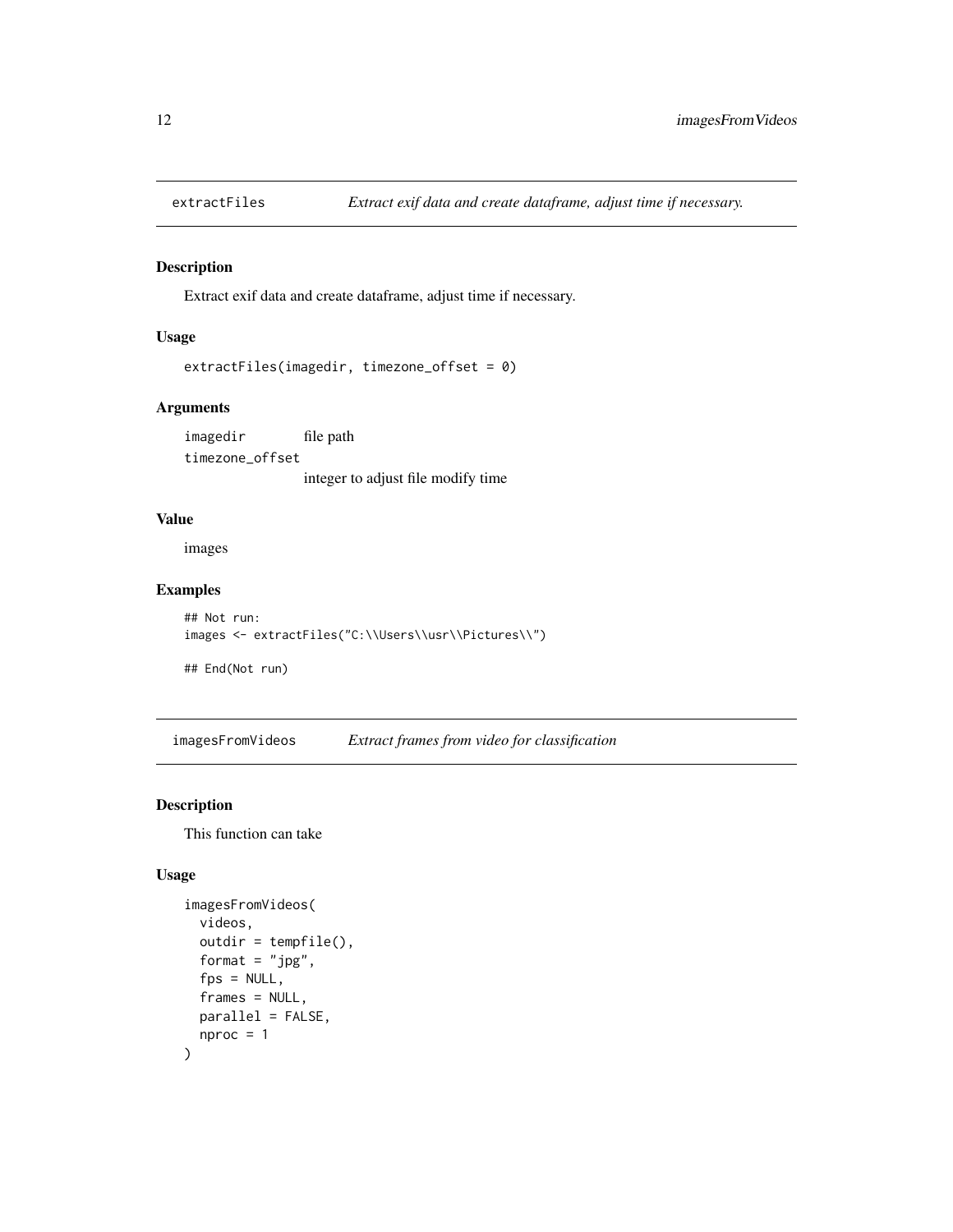## extractFiles *Extract exif data and create dataframe, adjust time if necessary.*

### Description

Extract exif data and create dataframe, adjust time if necessary.

### Usage

```
extractFiles(imagedir, timezone_offset = 0)
```

### Arguments

| | |
|---|---|
| imagedir | file path |
| timezone_offset | integer to adjust file modify time |

### Value

images

### Examples

```
## Not run:
images <- extractFiles("C:\\Users\\usr\\Pictures\\")

## End(Not run)
```

## imagesFromVideos *Extract frames from video for classification*

### Description

This function can take

### Usage

```
imagesFromVideos(
  videos,
  outdir = tempfile(),
  format = "jpg",
  fps = NULL,
  frames = NULL,
  parallel = FALSE,
  nproc = 1
)
```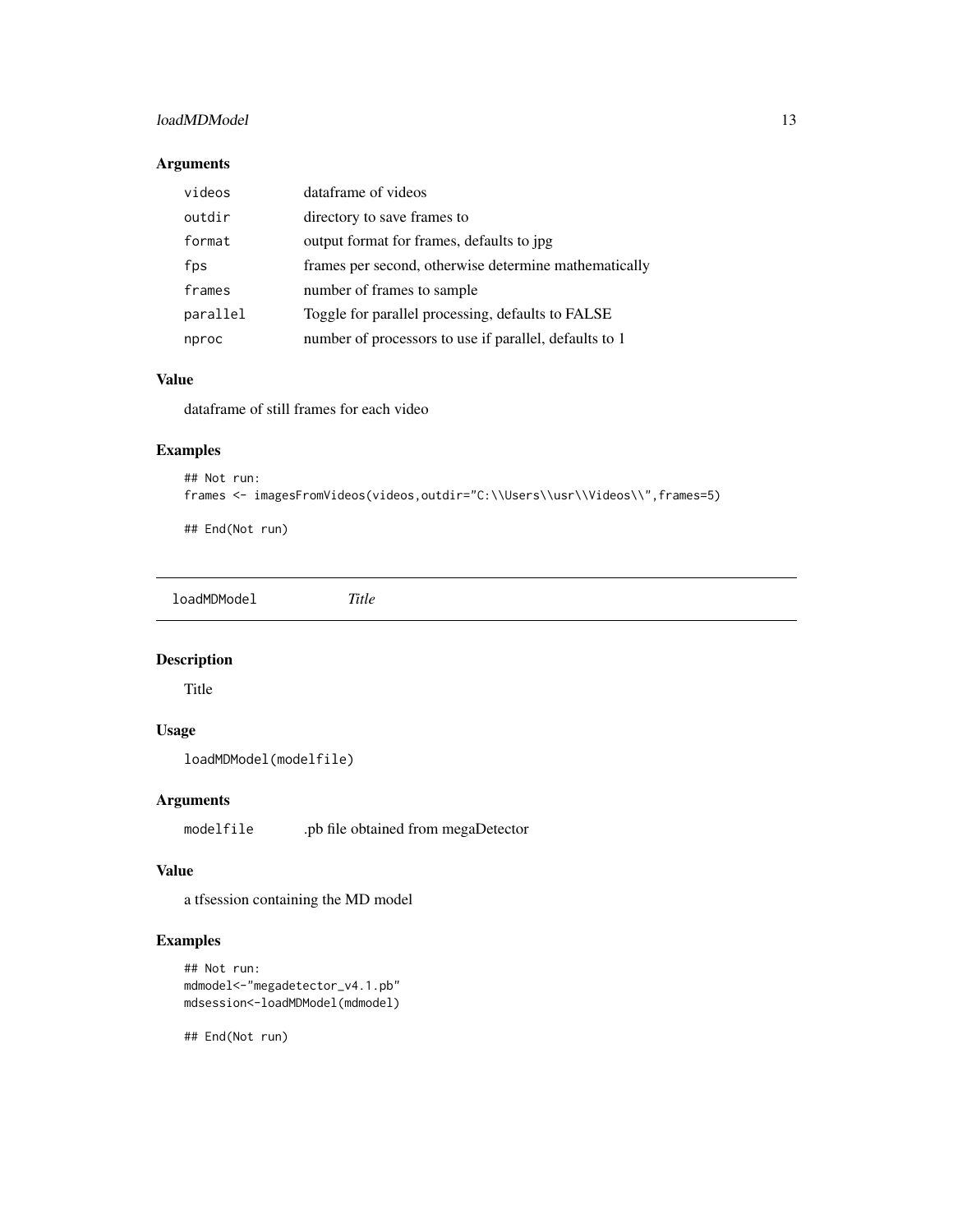## Arguments

| | |
|---|---|
| videos | dataframe of videos |
| outdir | directory to save frames to |
| format | output format for frames, defaults to jpg |
| fps | frames per second, otherwise determine mathematically |
| frames | number of frames to sample |
| parallel | Toggle for parallel processing, defaults to FALSE |
| nproc | number of processors to use if parallel, defaults to 1 |

## Value

dataframe of still frames for each video

## Examples

```
## Not run:
frames <- imagesFromVideos(videos,outdir="C:\\Users\\usr\\Videos\\",frames=5)

## End(Not run)
```

---

# loadMDModel *Title*

## Description

Title

## Usage

```
loadMDModel(modelfile)
```

## Arguments

| | |
|---|---|
| modelfile | .pb file obtained from megaDetector |

## Value

a tfsession containing the MD model

## Examples

```
## Not run:
mdmodel<-"megadetector_v4.1.pb"
mdsession<-loadMDModel(mdmodel)

## End(Not run)
```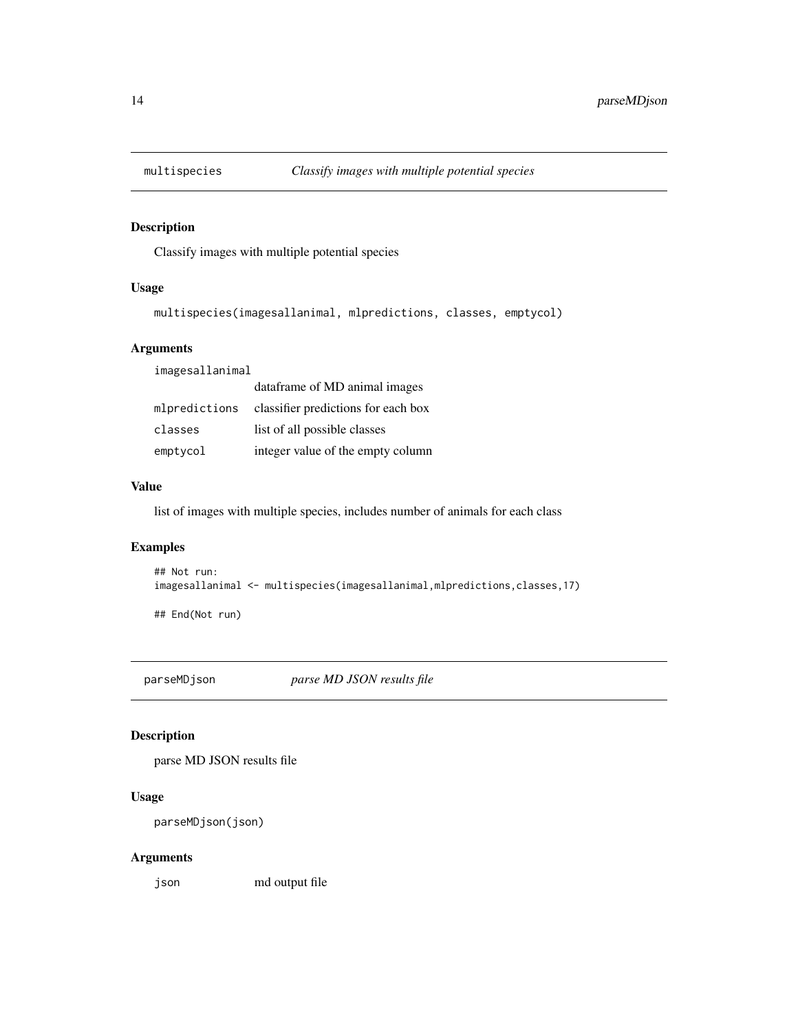## multispecies *Classify images with multiple potential species*

### Description

Classify images with multiple potential species

### Usage

```
multispecies(imagesallanimal, mlpredictions, classes, emptycol)
```

### Arguments

| | |
|---|---|
| imagesallanimal | dataframe of MD animal images |
| mlpredictions | classifier predictions for each box |
| classes | list of all possible classes |
| emptycol | integer value of the empty column |

### Value

list of images with multiple species, includes number of animals for each class

### Examples

```
## Not run:
imagesallanimal <- multispecies(imagesallanimal,mlpredictions,classes,17)

## End(Not run)
```

## parseMDjson *parse MD JSON results file*

### Description

parse MD JSON results file

### Usage

```
parseMDjson(json)
```

### Arguments

| | |
|---|---|
| json | md output file |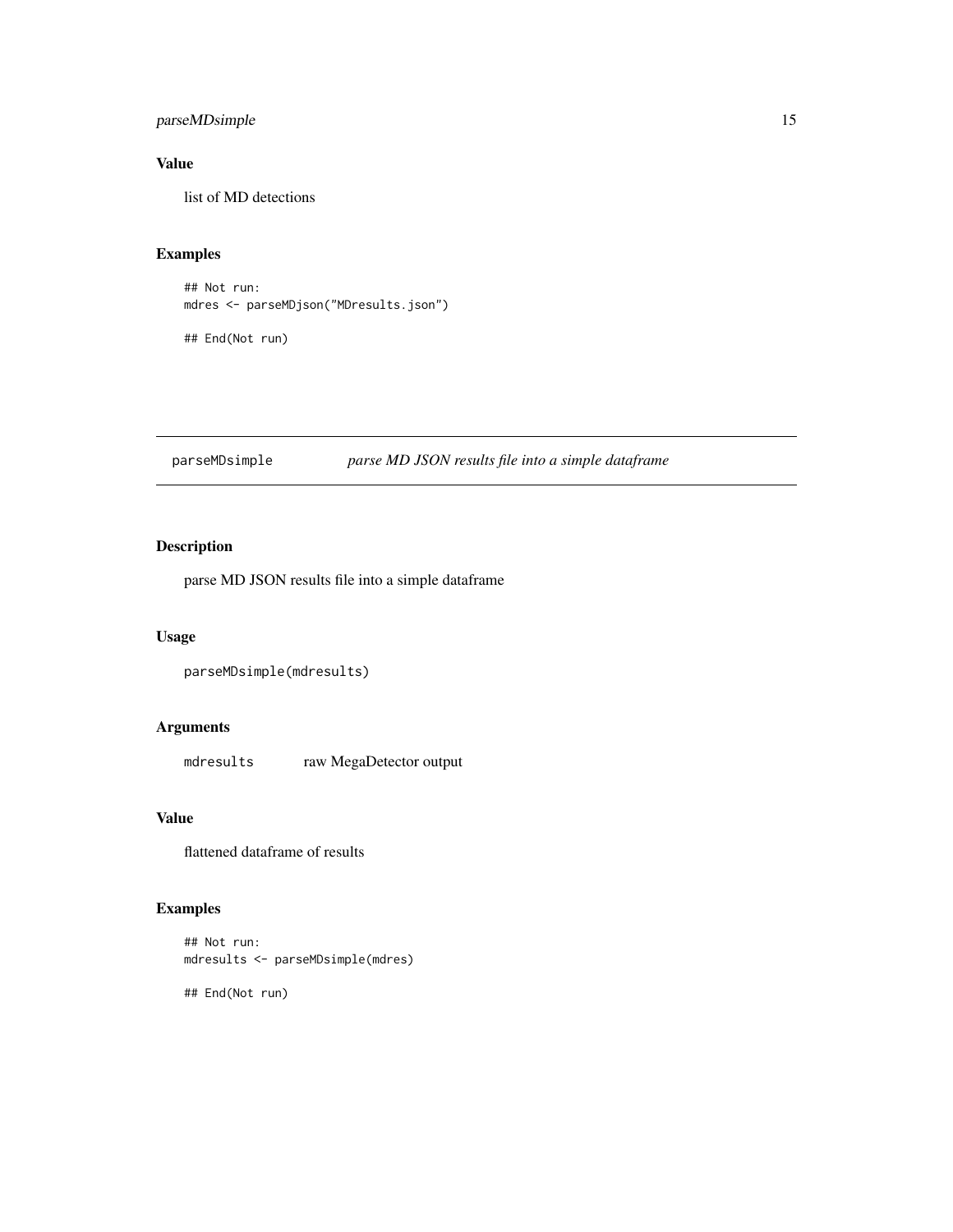### Value

list of MD detections

### Examples

```
## Not run:
mdres <- parseMDjson("MDresults.json")

## End(Not run)
```

---

## parseMDsimple *parse MD JSON results file into a simple dataframe*

---

### Description

parse MD JSON results file into a simple dataframe

### Usage

```
parseMDsimple(mdresults)
```

### Arguments

| | |
|---|---|
| mdresults | raw MegaDetector output |

### Value

flattened dataframe of results

### Examples

```
## Not run:
mdresults <- parseMDsimple(mdres)

## End(Not run)
```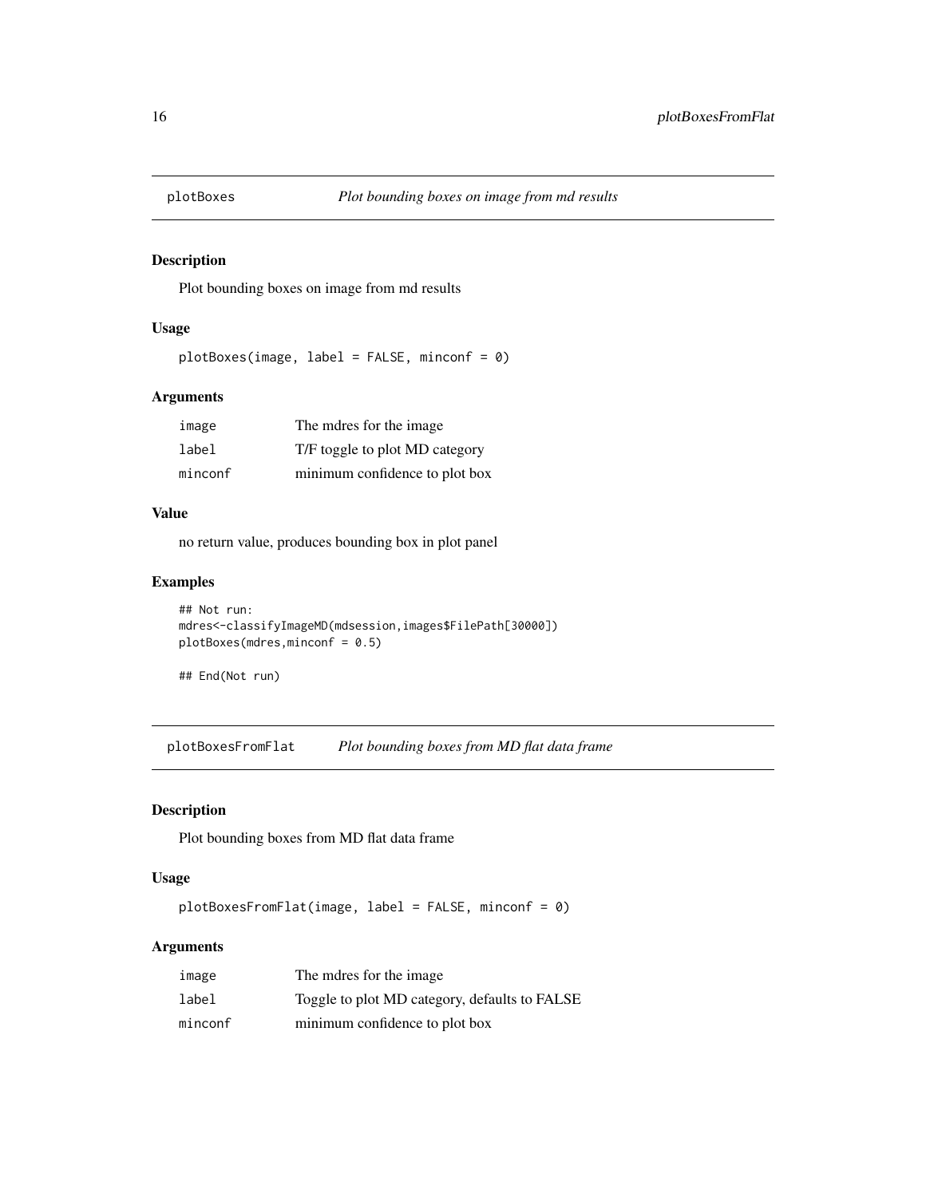## plotBoxes *Plot bounding boxes on image from md results*

### Description

Plot bounding boxes on image from md results

### Usage

```
plotBoxes(image, label = FALSE, minconf = 0)
```

### Arguments

| | |
|---|---|
| `image` | The mdres for the image |
| `label` | T/F toggle to plot MD category |
| `minconf` | minimum confidence to plot box |

### Value

no return value, produces bounding box in plot panel

### Examples

```
## Not run:
mdres<-classifyImageMD(mdsession,images$FilePath[30000])
plotBoxes(mdres,minconf = 0.5)

## End(Not run)
```

## plotBoxesFromFlat *Plot bounding boxes from MD flat data frame*

### Description

Plot bounding boxes from MD flat data frame

### Usage

```
plotBoxesFromFlat(image, label = FALSE, minconf = 0)
```

### Arguments

| | |
|---|---|
| `image` | The mdres for the image |
| `label` | Toggle to plot MD category, defaults to FALSE |
| `minconf` | minimum confidence to plot box |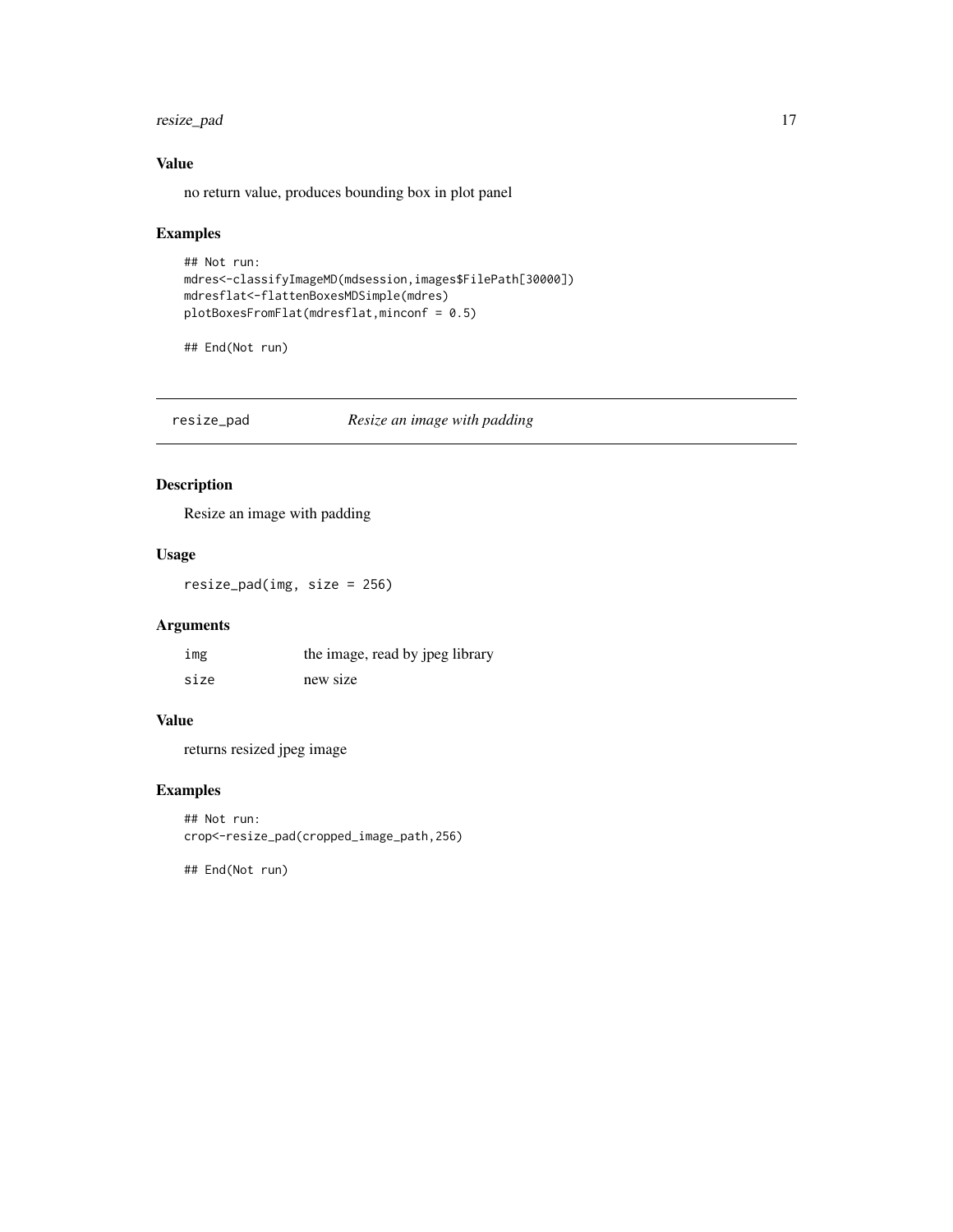### Value

no return value, produces bounding box in plot panel

### Examples

```
## Not run:
mdres<-classifyImageMD(mdsession,images$FilePath[30000])
mdresflat<-flattenBoxesMDSimple(mdres)
plotBoxesFromFlat(mdresflat,minconf = 0.5)

## End(Not run)
```

---

## resize_pad *Resize an image with padding*

### Description

Resize an image with padding

### Usage

```
resize_pad(img, size = 256)
```

### Arguments

| | |
|---|---|
| img | the image, read by jpeg library |
| size | new size |

### Value

returns resized jpeg image

### Examples

```
## Not run:
crop<-resize_pad(cropped_image_path,256)

## End(Not run)
```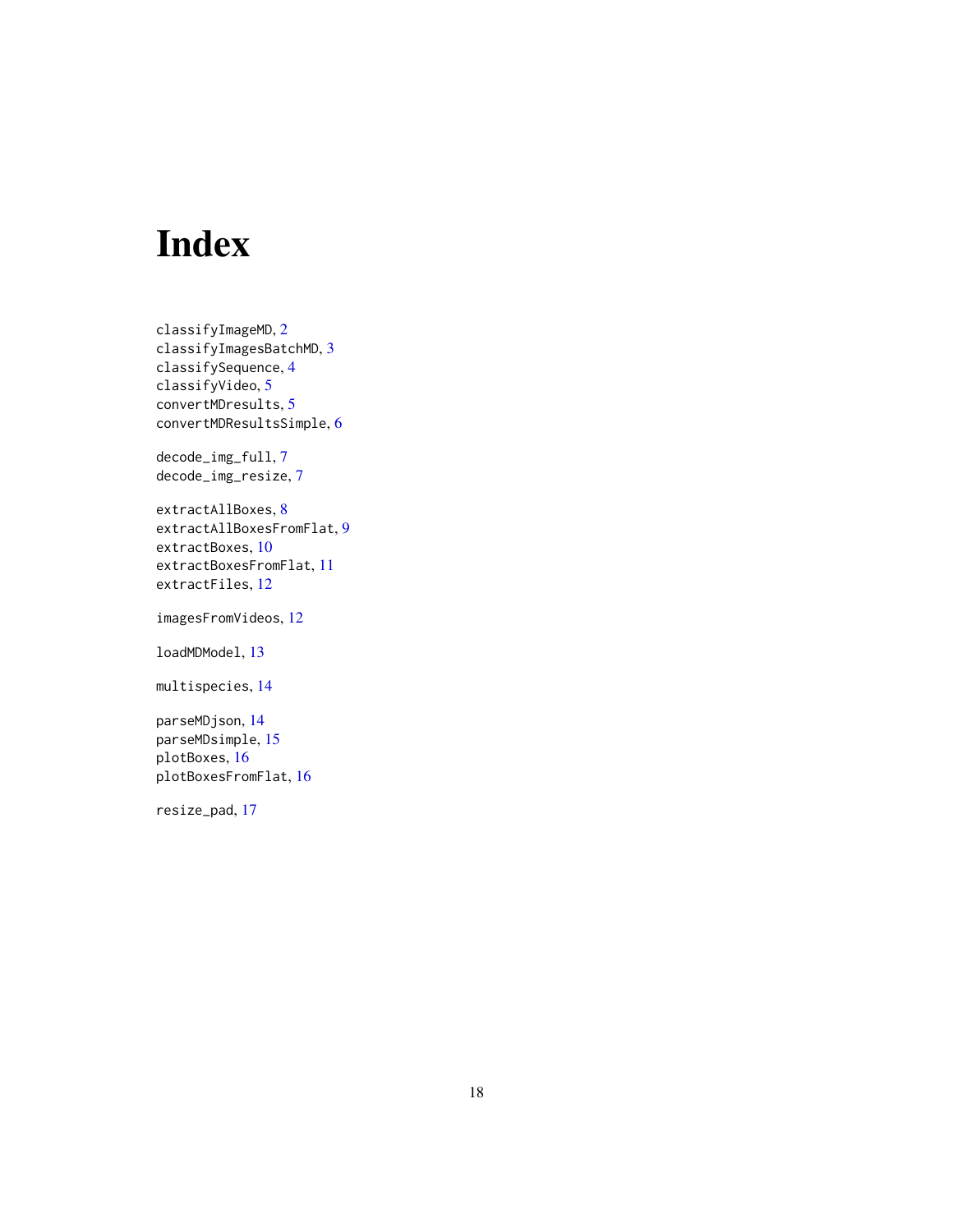# Index

classifyImageMD, 2
classifyImagesBatchMD, 3
classifySequence, 4
classifyVideo, 5
convertMDresults, 5
convertMDResultsSimple, 6

decode_img_full, 7
decode_img_resize, 7

extractAllBoxes, 8
extractAllBoxesFromFlat, 9
extractBoxes, 10
extractBoxesFromFlat, 11
extractFiles, 12

imagesFromVideos, 12

loadMDModel, 13

multispecies, 14

parseMDjson, 14
parseMDsimple, 15
plotBoxes, 16
plotBoxesFromFlat, 16

resize_pad, 17